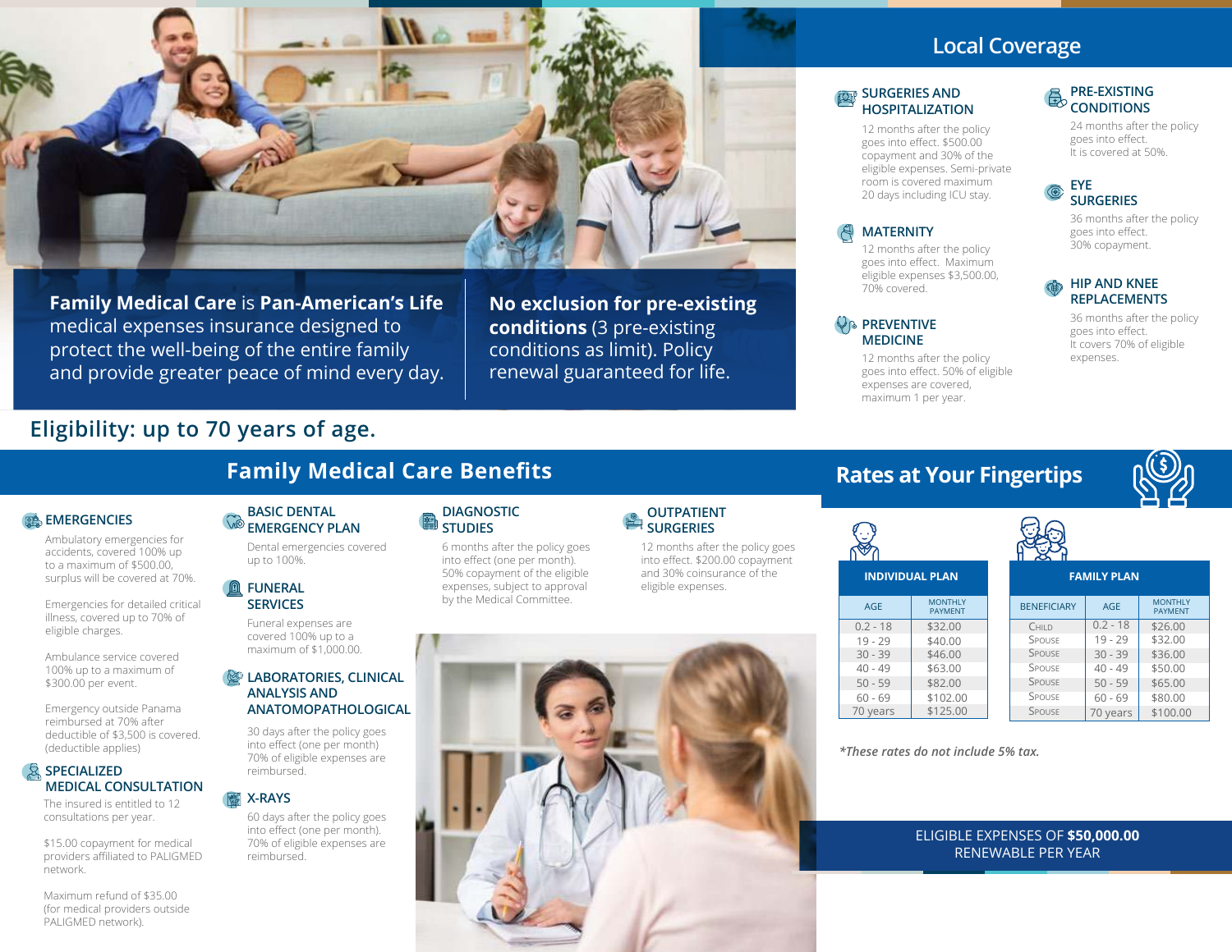**Family Medical Care** is **Pan-American's Life** medical expenses insurance designed to protect the well-being of the entire family and provide greater peace of mind every day.

**No exclusion for pre-existing conditions** (3 pre-existing conditions as limit). Policy renewal guaranteed for life.

## Local Coverage

### SURGERIES AND HOSPITALIZATION

12 months after the policy goes into effect. $500.00 copayment and 30% of the eligible expenses. Semi-private room is covered maximum 20 days including ICU stay.

### MATERNITY

12 months after the policy goes into effect. Maximum eligible expenses $3,500.00, 70% covered.

### PREVENTIVE MEDICINE

12 months after the policy goes into effect. 50% of eligible expenses are covered, maximum 1 per year.

### PRE-EXISTING CONDITIONS

24 months after the policy goes into effect.
It is covered at 50%.

### EYE SURGERIES

36 months after the policy goes into effect.
30% copayment.

### HIP AND KNEE REPLACEMENTS

36 months after the policy goes into effect.
It covers 70% of eligible expenses.

## Eligibility: up to 70 years of age.

## Family Medical Care Benefits

### EMERGENCIES

Ambulatory emergencies for accidents, covered 100% up to a maximum of $500.00, surplus will be covered at 70%.

Emergencies for detailed critical illness, covered up to 70% of eligible charges.

Ambulance service covered 100% up to a maximum of $300.00 per event.

Emergency outside Panama reimbursed at 70% after deductible of $3,500 is covered. (deductible applies)

### SPECIALIZED MEDICAL CONSULTATION

The insured is entitled to 12 consultations per year.

$15.00 copayment for medical providers affiliated to PALIGMED network.

Maximum refund of $35.00 (for medical providers outside PALIGMED network).

### BASIC DENTAL EMERGENCY PLAN

Dental emergencies covered up to 100%.

### FUNERAL SERVICES

Funeral expenses are covered 100% up to a maximum of $1,000.00.

### LABORATORIES, CLINICAL ANALYSIS AND ANATOMOPATHOLOGICAL

30 days after the policy goes into effect (one per month)
70% of eligible expenses are reimbursed.

### X-RAYS

60 days after the policy goes into effect (one per month).
70% of eligible expenses are reimbursed.

### DIAGNOSTIC STUDIES

6 months after the policy goes into effect (one per month).
50% copayment of the eligible expenses, subject to approval by the Medical Committee.

### OUTPATIENT SURGERIES

12 months after the policy goes into effect. $200.00 copayment and 30% coinsurance of the eligible expenses.

## Rates at Your Fingertips

**INDIVIDUAL PLAN**

| AGE | MONTHLY PAYMENT |
|---|---|
| 0.2 - 18 | $32.00 |
| 19 - 29 | $40.00 |
| 30 - 39 | $46.00 |
| 40 - 49 | $63.00 |
| 50 - 59 | $82.00 |
| 60 - 69 | $102.00 |
| 70 years | $125.00 |

**FAMILY PLAN**

| BENEFICIARY | AGE | MONTHLY PAYMENT |
|---|---|---|
| Child | 0.2 - 18 | $26.00 |
| Spouse | 19 - 29 | $32.00 |
| Spouse | 30 - 39 | $36.00 |
| Spouse | 40 - 49 | $50.00 |
| Spouse | 50 - 59 | $65.00 |
| Spouse | 60 - 69 | $80.00 |
| Spouse | 70 years | $100.00 |

*\*These rates do not include 5% tax.*

ELIGIBLE EXPENSES OF **$50,000.00**
RENEWABLE PER YEAR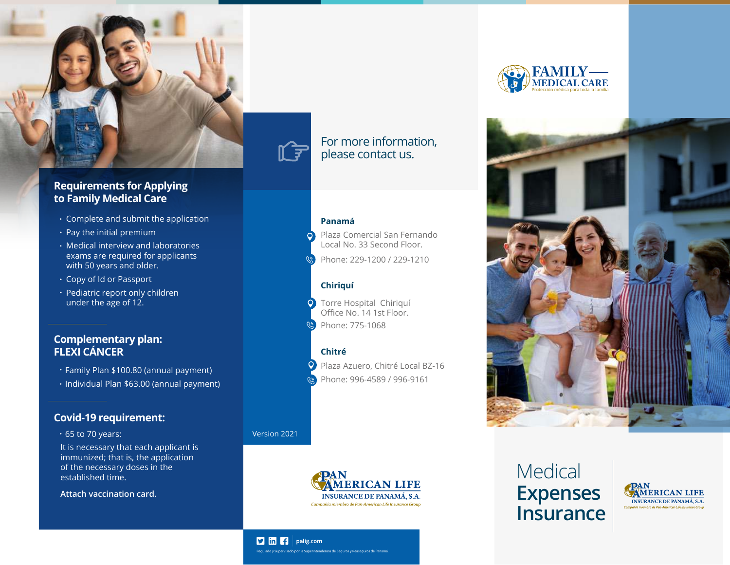## Requirements for Applying to Family Medical Care

- Complete and submit the application
- Pay the initial premium
- Medical interview and laboratories exams are required for applicants with 50 years and older.
- Copy of Id or Passport
- Pediatric report only children under the age of 12.

## Complementary plan: FLEXI CÁNCER

- Family Plan $100.80 (annual payment)
- Individual Plan $63.00 (annual payment)

## Covid-19 requirement:

- 65 to 70 years:

It is necessary that each applicant is immunized; that is, the application of the necessary doses in the established time.

**Attach vaccination card.**

For more information, please contact us.

**Panamá**

Plaza Comercial San Fernando Local No. 33 Second Floor.

Phone: 229-1200 / 229-1210

**Chiriquí**

Torre Hospital Chiriquí Office No. 14 1st Floor.

Phone: 775-1068

**Chitré**

Plaza Azuero, Chitré Local BZ-16

Phone: 996-4589 / 996-9161

Version 2021

PAN AMERICAN LIFE
INSURANCE DE PANAMÁ, S.A.
Compañía miembro de Pan-American Life Insurance Group

palig.com

Regulado y Supervisado por la Superintendencia de Seguros y Reaseguros de Panamá.

FAMILY MEDICAL CARE
Protección médica para toda la familia

# Medical Expenses Insurance

PAN AMERICAN LIFE
INSURANCE DE PANAMÁ, S.A.
Compañía miembro de Pan-American Life Insurance Group